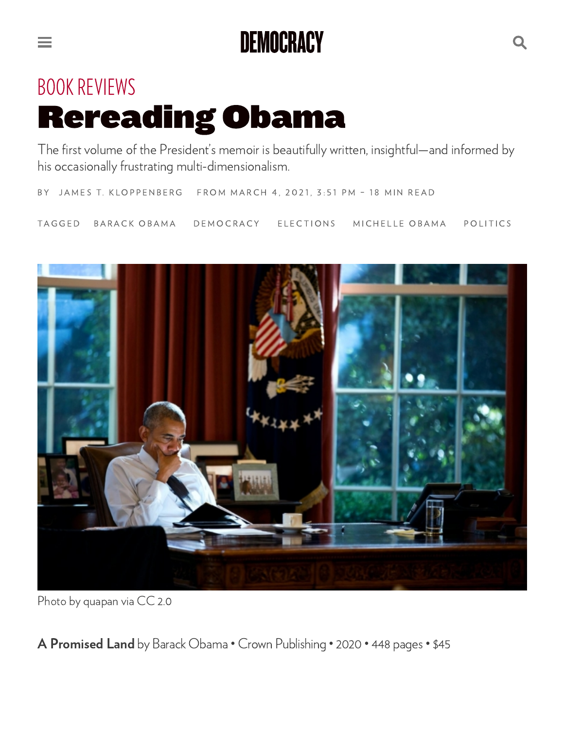BOOK REVIEWS

# Rereading Obama

The first volume of the President's memoir is beautifully written, insightful—and informed by his occasionally frustrating multi-dimensionalism.

BY JAMES T. KLOPPENBERG FROM MARCH 4, 2021, 3:51 PM – 18 MIN READ

TAGGED BARACK OBAMA DEMOCRACY ELECTIONS MICHELLE OBAMA POLITICS

Photo by quapan via CC 2.0

**A Promised Land** by Barack Obama • Crown Publishing • 2020 • 448 pages • $45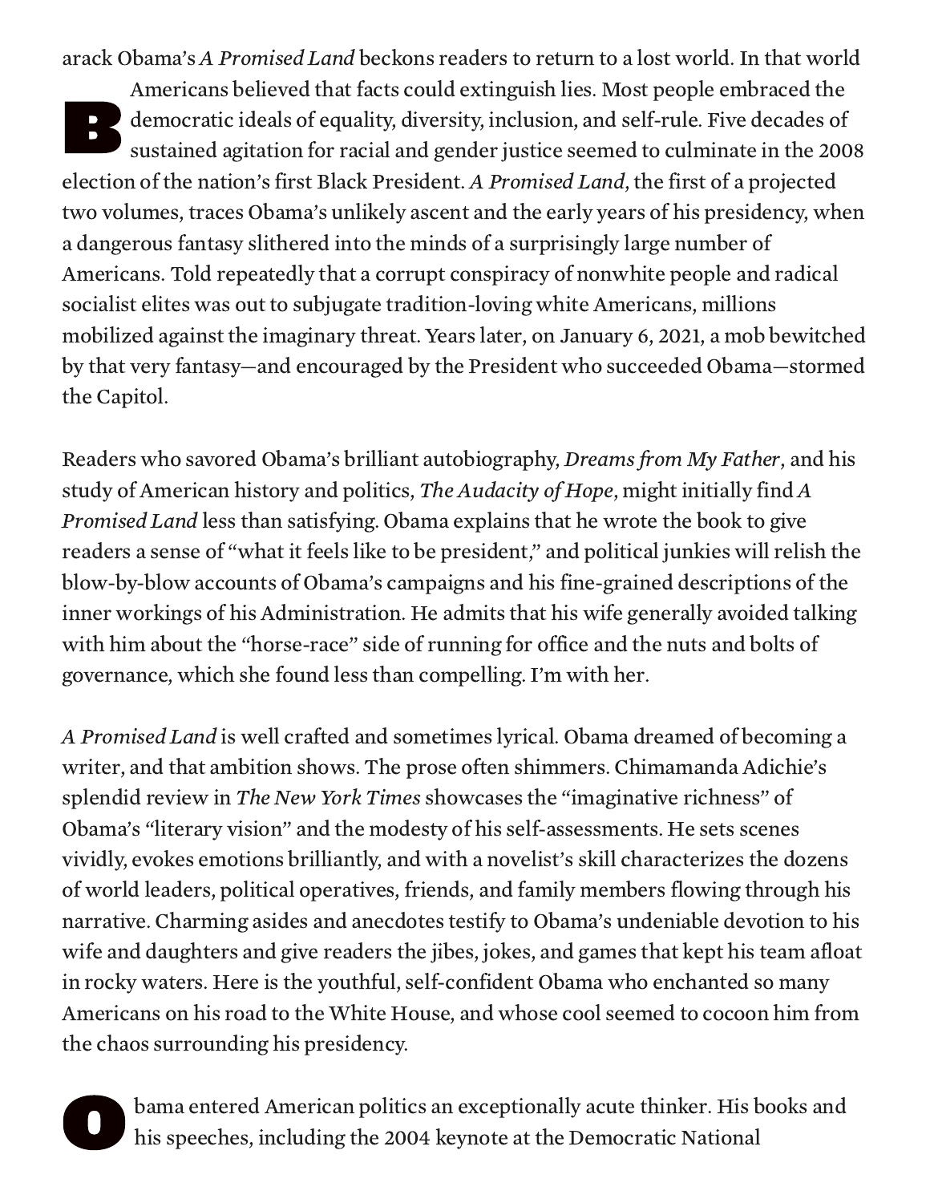Barack Obama's *A Promised Land* beckons readers to return to a lost world. In that world Americans believed that facts could extinguish lies. Most people embraced the democratic ideals of equality, diversity, inclusion, and self-rule. Five decades of sustained agitation for racial and gender justice seemed to culminate in the 2008 election of the nation's first Black President. *A Promised Land*, the first of a projected two volumes, traces Obama's unlikely ascent and the early years of his presidency, when a dangerous fantasy slithered into the minds of a surprisingly large number of Americans. Told repeatedly that a corrupt conspiracy of nonwhite people and radical socialist elites was out to subjugate tradition-loving white Americans, millions mobilized against the imaginary threat. Years later, on January 6, 2021, a mob bewitched by that very fantasy—and encouraged by the President who succeeded Obama—stormed the Capitol.

Readers who savored Obama's brilliant autobiography, *Dreams from My Father*, and his study of American history and politics, *The Audacity of Hope*, might initially find *A Promised Land* less than satisfying. Obama explains that he wrote the book to give readers a sense of "what it feels like to be president," and political junkies will relish the blow-by-blow accounts of Obama's campaigns and his fine-grained descriptions of the inner workings of his Administration. He admits that his wife generally avoided talking with him about the "horse-race" side of running for office and the nuts and bolts of governance, which she found less than compelling. I'm with her.

*A Promised Land* is well crafted and sometimes lyrical. Obama dreamed of becoming a writer, and that ambition shows. The prose often shimmers. Chimamanda Adichie's splendid review in *The New York Times* showcases the "imaginative richness" of Obama's "literary vision" and the modesty of his self-assessments. He sets scenes vividly, evokes emotions brilliantly, and with a novelist's skill characterizes the dozens of world leaders, political operatives, friends, and family members flowing through his narrative. Charming asides and anecdotes testify to Obama's undeniable devotion to his wife and daughters and give readers the jibes, jokes, and games that kept his team afloat in rocky waters. Here is the youthful, self-confident Obama who enchanted so many Americans on his road to the White House, and whose cool seemed to cocoon him from the chaos surrounding his presidency.

Obama entered American politics an exceptionally acute thinker. His books and his speeches, including the 2004 keynote at the Democratic National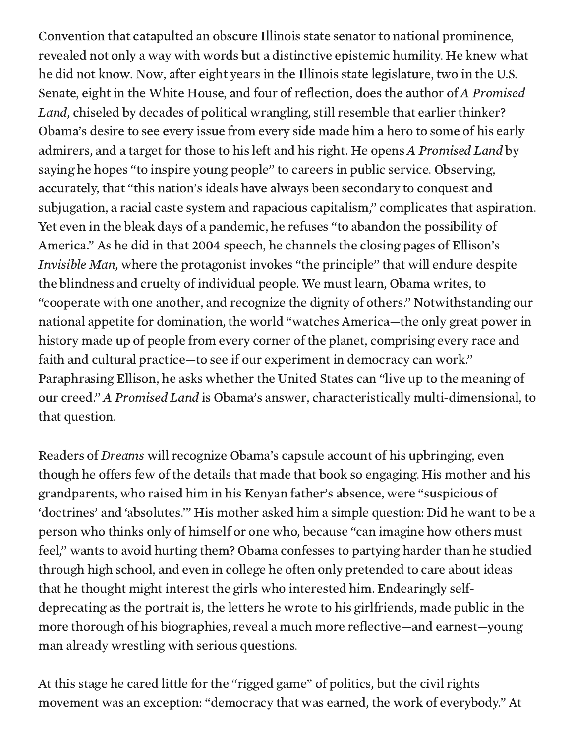Convention that catapulted an obscure Illinois state senator to national prominence, revealed not only a way with words but a distinctive epistemic humility. He knew what he did not know. Now, after eight years in the Illinois state legislature, two in the U.S. Senate, eight in the White House, and four of reflection, does the author of *A Promised Land*, chiseled by decades of political wrangling, still resemble that earlier thinker? Obama's desire to see every issue from every side made him a hero to some of his early admirers, and a target for those to his left and his right. He opens *A Promised Land* by saying he hopes "to inspire young people" to careers in public service. Observing, accurately, that "this nation's ideals have always been secondary to conquest and subjugation, a racial caste system and rapacious capitalism," complicates that aspiration. Yet even in the bleak days of a pandemic, he refuses "to abandon the possibility of America." As he did in that 2004 speech, he channels the closing pages of Ellison's *Invisible Man*, where the protagonist invokes "the principle" that will endure despite the blindness and cruelty of individual people. We must learn, Obama writes, to "cooperate with one another, and recognize the dignity of others." Notwithstanding our national appetite for domination, the world "watches America—the only great power in history made up of people from every corner of the planet, comprising every race and faith and cultural practice—to see if our experiment in democracy can work." Paraphrasing Ellison, he asks whether the United States can "live up to the meaning of our creed." *A Promised Land* is Obama's answer, characteristically multi-dimensional, to that question.

Readers of *Dreams* will recognize Obama's capsule account of his upbringing, even though he offers few of the details that made that book so engaging. His mother and his grandparents, who raised him in his Kenyan father's absence, were "suspicious of 'doctrines' and 'absolutes.'" His mother asked him a simple question: Did he want to be a person who thinks only of himself or one who, because "can imagine how others must feel," wants to avoid hurting them? Obama confesses to partying harder than he studied through high school, and even in college he often only pretended to care about ideas that he thought might interest the girls who interested him. Endearingly self-deprecating as the portrait is, the letters he wrote to his girlfriends, made public in the more thorough of his biographies, reveal a much more reflective—and earnest—young man already wrestling with serious questions.

At this stage he cared little for the "rigged game" of politics, but the civil rights movement was an exception: "democracy that was earned, the work of everybody." At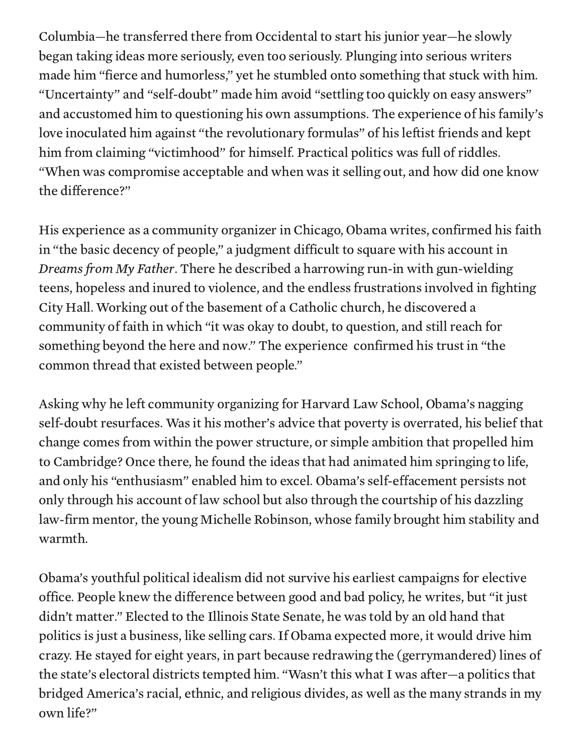Columbia—he transferred there from Occidental to start his junior year—he slowly began taking ideas more seriously, even too seriously. Plunging into serious writers made him "fierce and humorless," yet he stumbled onto something that stuck with him. "Uncertainty" and "self-doubt" made him avoid "settling too quickly on easy answers" and accustomed him to questioning his own assumptions. The experience of his family's love inoculated him against "the revolutionary formulas" of his leftist friends and kept him from claiming "victimhood" for himself. Practical politics was full of riddles. "When was compromise acceptable and when was it selling out, and how did one know the difference?"

His experience as a community organizer in Chicago, Obama writes, confirmed his faith in "the basic decency of people," a judgment difficult to square with his account in *Dreams from My Father*. There he described a harrowing run-in with gun-wielding teens, hopeless and inured to violence, and the endless frustrations involved in fighting City Hall. Working out of the basement of a Catholic church, he discovered a community of faith in which "it was okay to doubt, to question, and still reach for something beyond the here and now." The experience confirmed his trust in "the common thread that existed between people."

Asking why he left community organizing for Harvard Law School, Obama's nagging self-doubt resurfaces. Was it his mother's advice that poverty is overrated, his belief that change comes from within the power structure, or simple ambition that propelled him to Cambridge? Once there, he found the ideas that had animated him springing to life, and only his "enthusiasm" enabled him to excel. Obama's self-effacement persists not only through his account of law school but also through the courtship of his dazzling law-firm mentor, the young Michelle Robinson, whose family brought him stability and warmth.

Obama's youthful political idealism did not survive his earliest campaigns for elective office. People knew the difference between good and bad policy, he writes, but "it just didn't matter." Elected to the Illinois State Senate, he was told by an old hand that politics is just a business, like selling cars. If Obama expected more, it would drive him crazy. He stayed for eight years, in part because redrawing the (gerrymandered) lines of the state's electoral districts tempted him. "Wasn't this what I was after—a politics that bridged America's racial, ethnic, and religious divides, as well as the many strands in my own life?"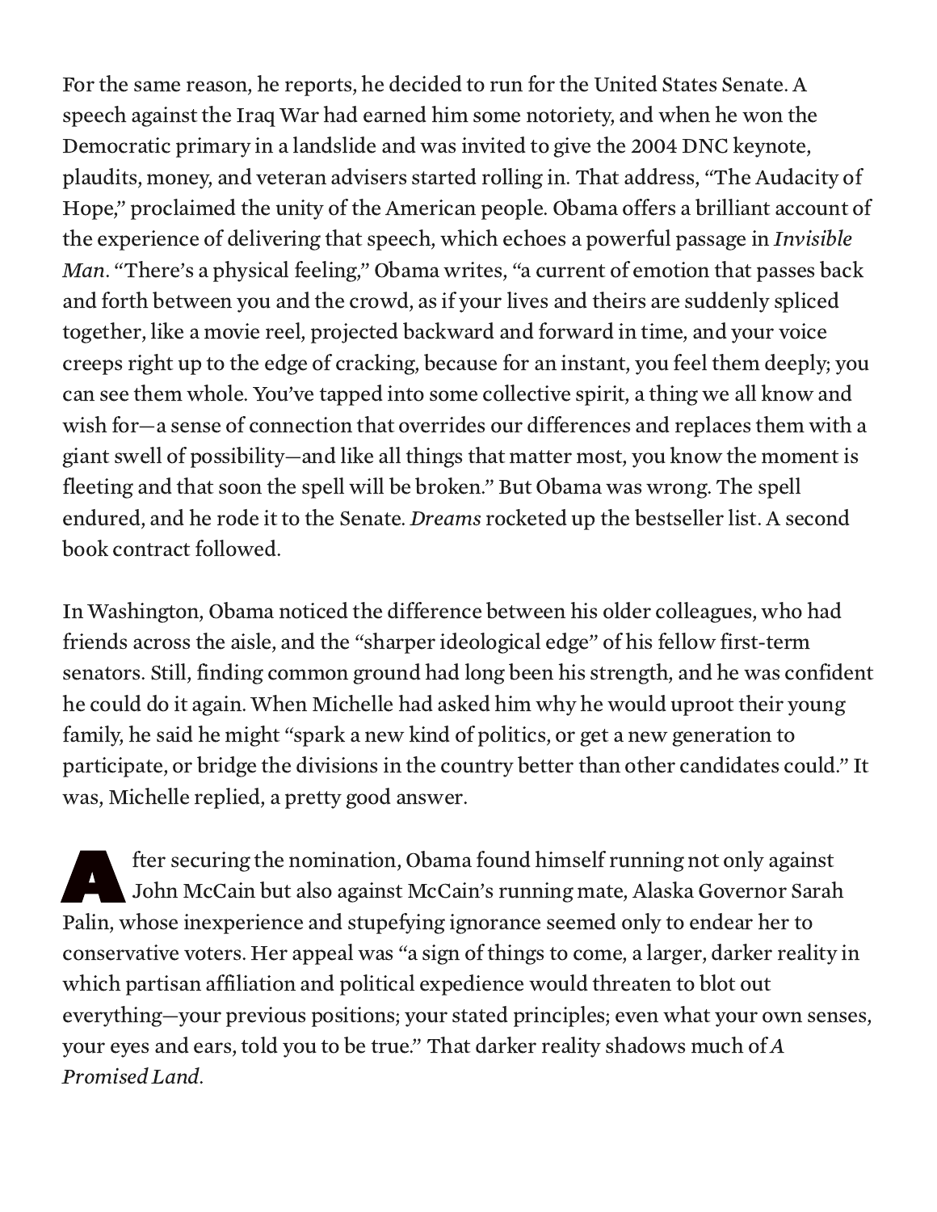For the same reason, he reports, he decided to run for the United States Senate. A speech against the Iraq War had earned him some notoriety, and when he won the Democratic primary in a landslide and was invited to give the 2004 DNC keynote, plaudits, money, and veteran advisers started rolling in. That address, "The Audacity of Hope," proclaimed the unity of the American people. Obama offers a brilliant account of the experience of delivering that speech, which echoes a powerful passage in *Invisible Man*. "There's a physical feeling," Obama writes, "a current of emotion that passes back and forth between you and the crowd, as if your lives and theirs are suddenly spliced together, like a movie reel, projected backward and forward in time, and your voice creeps right up to the edge of cracking, because for an instant, you feel them deeply; you can see them whole. You've tapped into some collective spirit, a thing we all know and wish for—a sense of connection that overrides our differences and replaces them with a giant swell of possibility—and like all things that matter most, you know the moment is fleeting and that soon the spell will be broken." But Obama was wrong. The spell endured, and he rode it to the Senate. *Dreams* rocketed up the bestseller list. A second book contract followed.

In Washington, Obama noticed the difference between his older colleagues, who had friends across the aisle, and the "sharper ideological edge" of his fellow first-term senators. Still, finding common ground had long been his strength, and he was confident he could do it again. When Michelle had asked him why he would uproot their young family, he said he might "spark a new kind of politics, or get a new generation to participate, or bridge the divisions in the country better than other candidates could." It was, Michelle replied, a pretty good answer.

After securing the nomination, Obama found himself running not only against John McCain but also against McCain's running mate, Alaska Governor Sarah Palin, whose inexperience and stupefying ignorance seemed only to endear her to conservative voters. Her appeal was "a sign of things to come, a larger, darker reality in which partisan affiliation and political expedience would threaten to blot out everything—your previous positions; your stated principles; even what your own senses, your eyes and ears, told you to be true." That darker reality shadows much of *A Promised Land*.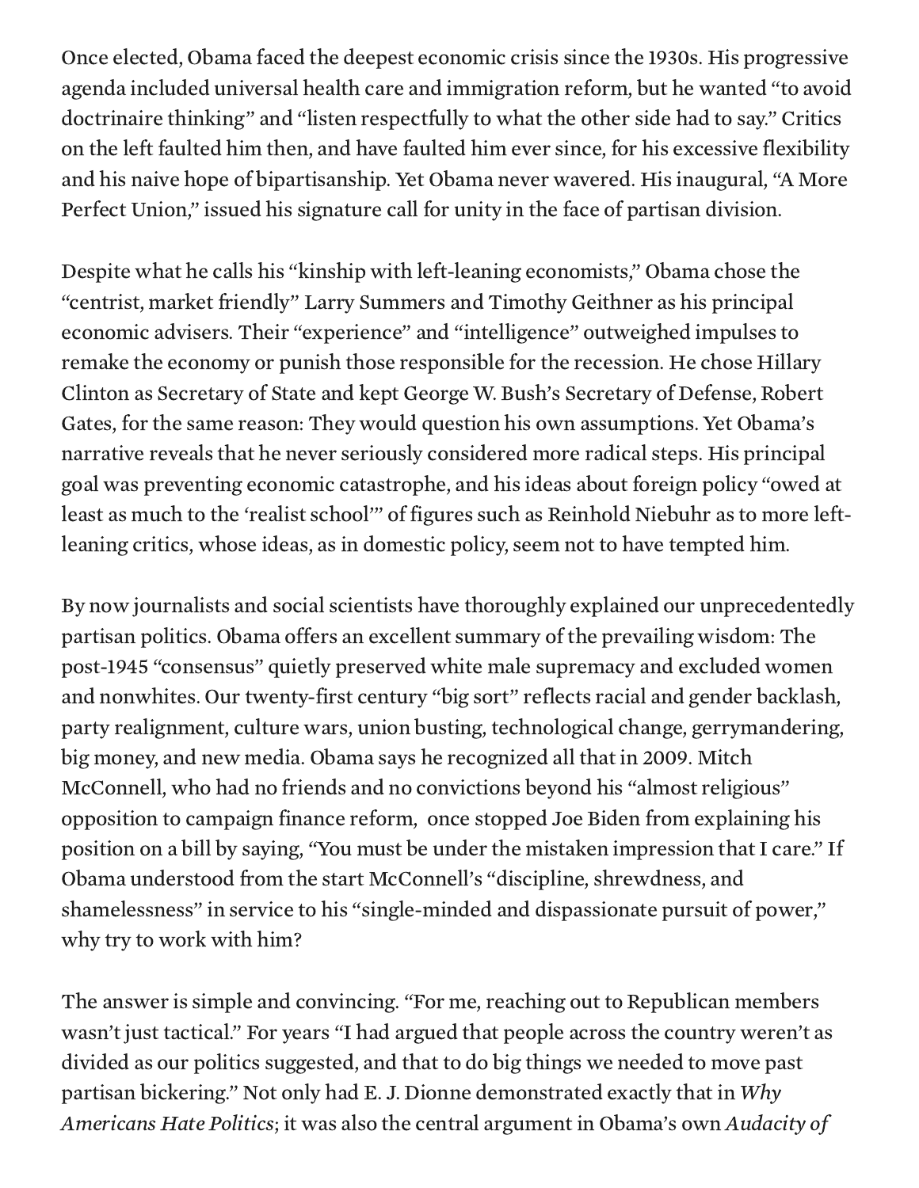Once elected, Obama faced the deepest economic crisis since the 1930s. His progressive agenda included universal health care and immigration reform, but he wanted "to avoid doctrinaire thinking" and "listen respectfully to what the other side had to say." Critics on the left faulted him then, and have faulted him ever since, for his excessive flexibility and his naive hope of bipartisanship. Yet Obama never wavered. His inaugural, "A More Perfect Union," issued his signature call for unity in the face of partisan division.

Despite what he calls his "kinship with left-leaning economists," Obama chose the "centrist, market friendly" Larry Summers and Timothy Geithner as his principal economic advisers. Their "experience" and "intelligence" outweighed impulses to remake the economy or punish those responsible for the recession. He chose Hillary Clinton as Secretary of State and kept George W. Bush's Secretary of Defense, Robert Gates, for the same reason: They would question his own assumptions. Yet Obama's narrative reveals that he never seriously considered more radical steps. His principal goal was preventing economic catastrophe, and his ideas about foreign policy "owed at least as much to the 'realist school'" of figures such as Reinhold Niebuhr as to more left-leaning critics, whose ideas, as in domestic policy, seem not to have tempted him.

By now journalists and social scientists have thoroughly explained our unprecedentedly partisan politics. Obama offers an excellent summary of the prevailing wisdom: The post-1945 "consensus" quietly preserved white male supremacy and excluded women and nonwhites. Our twenty-first century "big sort" reflects racial and gender backlash, party realignment, culture wars, union busting, technological change, gerrymandering, big money, and new media. Obama says he recognized all that in 2009. Mitch McConnell, who had no friends and no convictions beyond his "almost religious" opposition to campaign finance reform, once stopped Joe Biden from explaining his position on a bill by saying, "You must be under the mistaken impression that I care." If Obama understood from the start McConnell's "discipline, shrewdness, and shamelessness" in service to his "single-minded and dispassionate pursuit of power," why try to work with him?

The answer is simple and convincing. "For me, reaching out to Republican members wasn't just tactical." For years "I had argued that people across the country weren't as divided as our politics suggested, and that to do big things we needed to move past partisan bickering." Not only had E. J. Dionne demonstrated exactly that in *Why Americans Hate Politics*; it was also the central argument in Obama's own *Audacity of*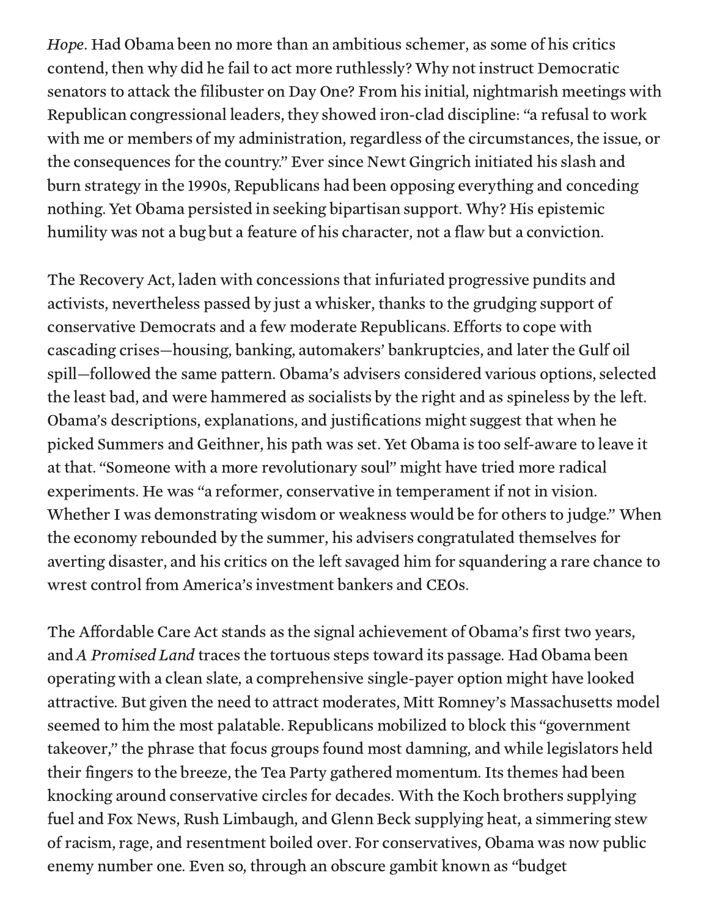*Hope*. Had Obama been no more than an ambitious schemer, as some of his critics contend, then why did he fail to act more ruthlessly? Why not instruct Democratic senators to attack the filibuster on Day One? From his initial, nightmarish meetings with Republican congressional leaders, they showed iron-clad discipline: "a refusal to work with me or members of my administration, regardless of the circumstances, the issue, or the consequences for the country." Ever since Newt Gingrich initiated his slash and burn strategy in the 1990s, Republicans had been opposing everything and conceding nothing. Yet Obama persisted in seeking bipartisan support. Why? His epistemic humility was not a bug but a feature of his character, not a flaw but a conviction.

The Recovery Act, laden with concessions that infuriated progressive pundits and activists, nevertheless passed by just a whisker, thanks to the grudging support of conservative Democrats and a few moderate Republicans. Efforts to cope with cascading crises—housing, banking, automakers' bankruptcies, and later the Gulf oil spill—followed the same pattern. Obama's advisers considered various options, selected the least bad, and were hammered as socialists by the right and as spineless by the left. Obama's descriptions, explanations, and justifications might suggest that when he picked Summers and Geithner, his path was set. Yet Obama is too self-aware to leave it at that. "Someone with a more revolutionary soul" might have tried more radical experiments. He was "a reformer, conservative in temperament if not in vision. Whether I was demonstrating wisdom or weakness would be for others to judge." When the economy rebounded by the summer, his advisers congratulated themselves for averting disaster, and his critics on the left savaged him for squandering a rare chance to wrest control from America's investment bankers and CEOs.

The Affordable Care Act stands as the signal achievement of Obama's first two years, and *A Promised Land* traces the tortuous steps toward its passage. Had Obama been operating with a clean slate, a comprehensive single-payer option might have looked attractive. But given the need to attract moderates, Mitt Romney's Massachusetts model seemed to him the most palatable. Republicans mobilized to block this "government takeover," the phrase that focus groups found most damning, and while legislators held their fingers to the breeze, the Tea Party gathered momentum. Its themes had been knocking around conservative circles for decades. With the Koch brothers supplying fuel and Fox News, Rush Limbaugh, and Glenn Beck supplying heat, a simmering stew of racism, rage, and resentment boiled over. For conservatives, Obama was now public enemy number one. Even so, through an obscure gambit known as "budget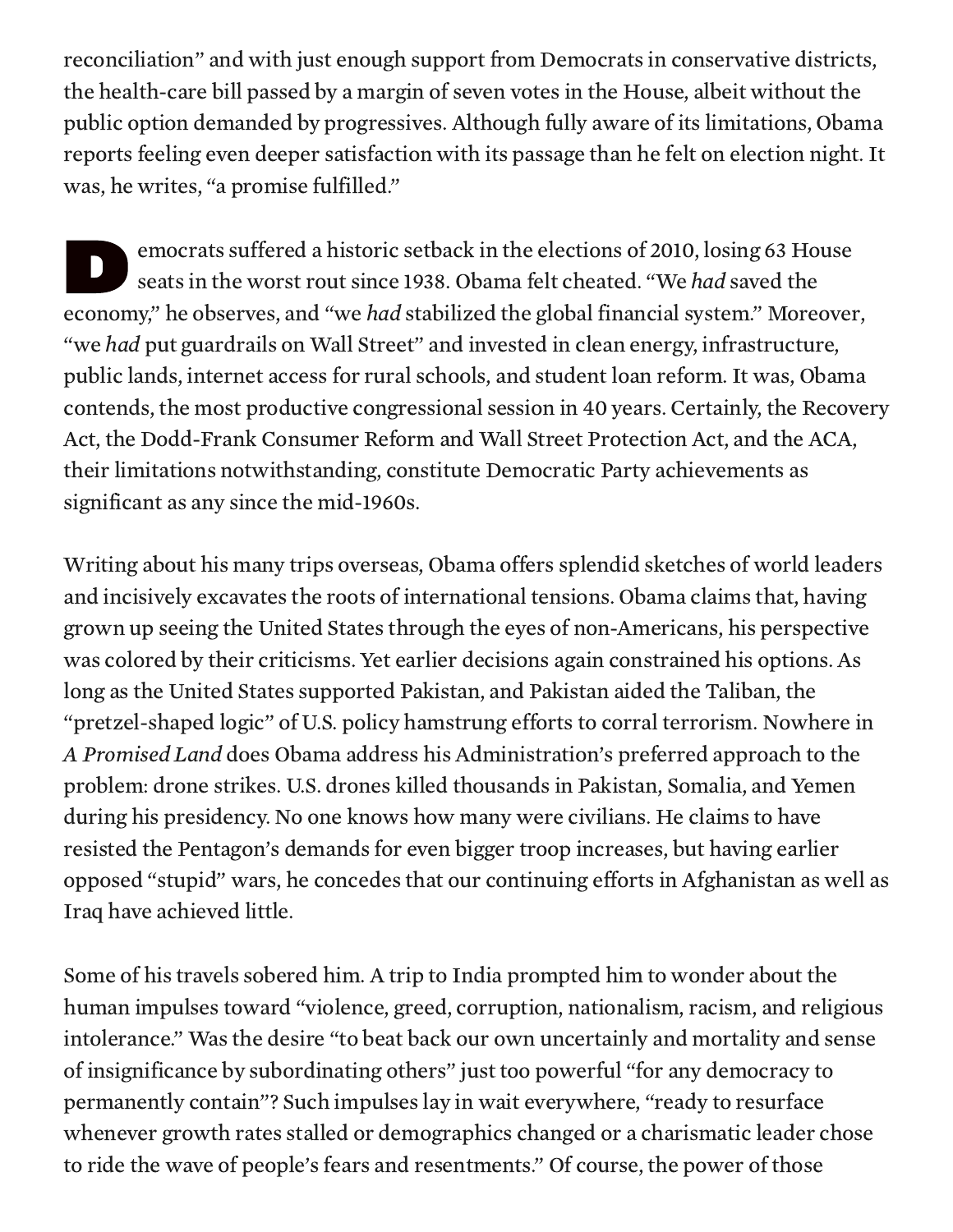reconciliation" and with just enough support from Democrats in conservative districts, the health-care bill passed by a margin of seven votes in the House, albeit without the public option demanded by progressives. Although fully aware of its limitations, Obama reports feeling even deeper satisfaction with its passage than he felt on election night. It was, he writes, "a promise fulfilled."

Democrats suffered a historic setback in the elections of 2010, losing 63 House seats in the worst rout since 1938. Obama felt cheated. "We *had* saved the economy," he observes, and "we *had* stabilized the global financial system." Moreover, "we *had* put guardrails on Wall Street" and invested in clean energy, infrastructure, public lands, internet access for rural schools, and student loan reform. It was, Obama contends, the most productive congressional session in 40 years. Certainly, the Recovery Act, the Dodd-Frank Consumer Reform and Wall Street Protection Act, and the ACA, their limitations notwithstanding, constitute Democratic Party achievements as significant as any since the mid-1960s.

Writing about his many trips overseas, Obama offers splendid sketches of world leaders and incisively excavates the roots of international tensions. Obama claims that, having grown up seeing the United States through the eyes of non-Americans, his perspective was colored by their criticisms. Yet earlier decisions again constrained his options. As long as the United States supported Pakistan, and Pakistan aided the Taliban, the "pretzel-shaped logic" of U.S. policy hamstrung efforts to corral terrorism. Nowhere in *A Promised Land* does Obama address his Administration's preferred approach to the problem: drone strikes. U.S. drones killed thousands in Pakistan, Somalia, and Yemen during his presidency. No one knows how many were civilians. He claims to have resisted the Pentagon's demands for even bigger troop increases, but having earlier opposed "stupid" wars, he concedes that our continuing efforts in Afghanistan as well as Iraq have achieved little.

Some of his travels sobered him. A trip to India prompted him to wonder about the human impulses toward "violence, greed, corruption, nationalism, racism, and religious intolerance." Was the desire "to beat back our own uncertainly and mortality and sense of insignificance by subordinating others" just too powerful "for any democracy to permanently contain"? Such impulses lay in wait everywhere, "ready to resurface whenever growth rates stalled or demographics changed or a charismatic leader chose to ride the wave of people's fears and resentments." Of course, the power of those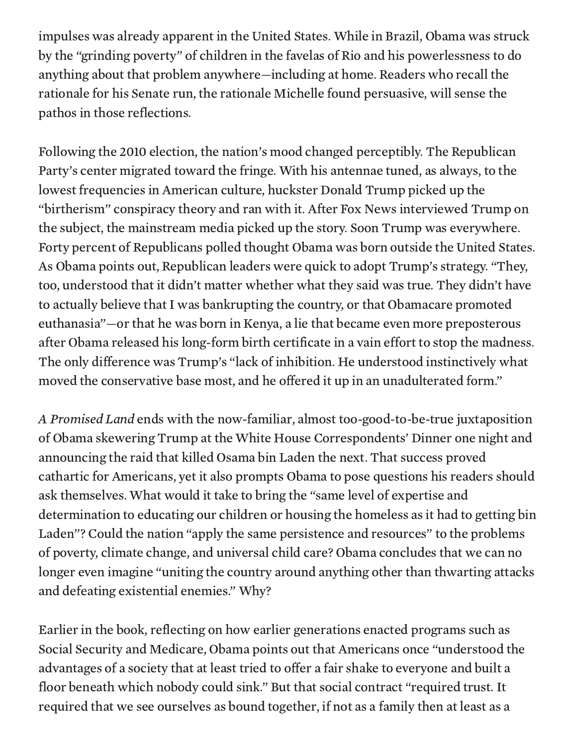impulses was already apparent in the United States. While in Brazil, Obama was struck by the "grinding poverty" of children in the favelas of Rio and his powerlessness to do anything about that problem anywhere—including at home. Readers who recall the rationale for his Senate run, the rationale Michelle found persuasive, will sense the pathos in those reflections.

Following the 2010 election, the nation's mood changed perceptibly. The Republican Party's center migrated toward the fringe. With his antennae tuned, as always, to the lowest frequencies in American culture, huckster Donald Trump picked up the "birtherism" conspiracy theory and ran with it. After Fox News interviewed Trump on the subject, the mainstream media picked up the story. Soon Trump was everywhere. Forty percent of Republicans polled thought Obama was born outside the United States. As Obama points out, Republican leaders were quick to adopt Trump's strategy. "They, too, understood that it didn't matter whether what they said was true. They didn't have to actually believe that I was bankrupting the country, or that Obamacare promoted euthanasia"—or that he was born in Kenya, a lie that became even more preposterous after Obama released his long-form birth certificate in a vain effort to stop the madness. The only difference was Trump's "lack of inhibition. He understood instinctively what moved the conservative base most, and he offered it up in an unadulterated form."

*A Promised Land* ends with the now-familiar, almost too-good-to-be-true juxtaposition of Obama skewering Trump at the White House Correspondents' Dinner one night and announcing the raid that killed Osama bin Laden the next. That success proved cathartic for Americans, yet it also prompts Obama to pose questions his readers should ask themselves. What would it take to bring the "same level of expertise and determination to educating our children or housing the homeless as it had to getting bin Laden"? Could the nation "apply the same persistence and resources" to the problems of poverty, climate change, and universal child care? Obama concludes that we can no longer even imagine "uniting the country around anything other than thwarting attacks and defeating existential enemies." Why?

Earlier in the book, reflecting on how earlier generations enacted programs such as Social Security and Medicare, Obama points out that Americans once "understood the advantages of a society that at least tried to offer a fair shake to everyone and built a floor beneath which nobody could sink." But that social contract "required trust. It required that we see ourselves as bound together, if not as a family then at least as a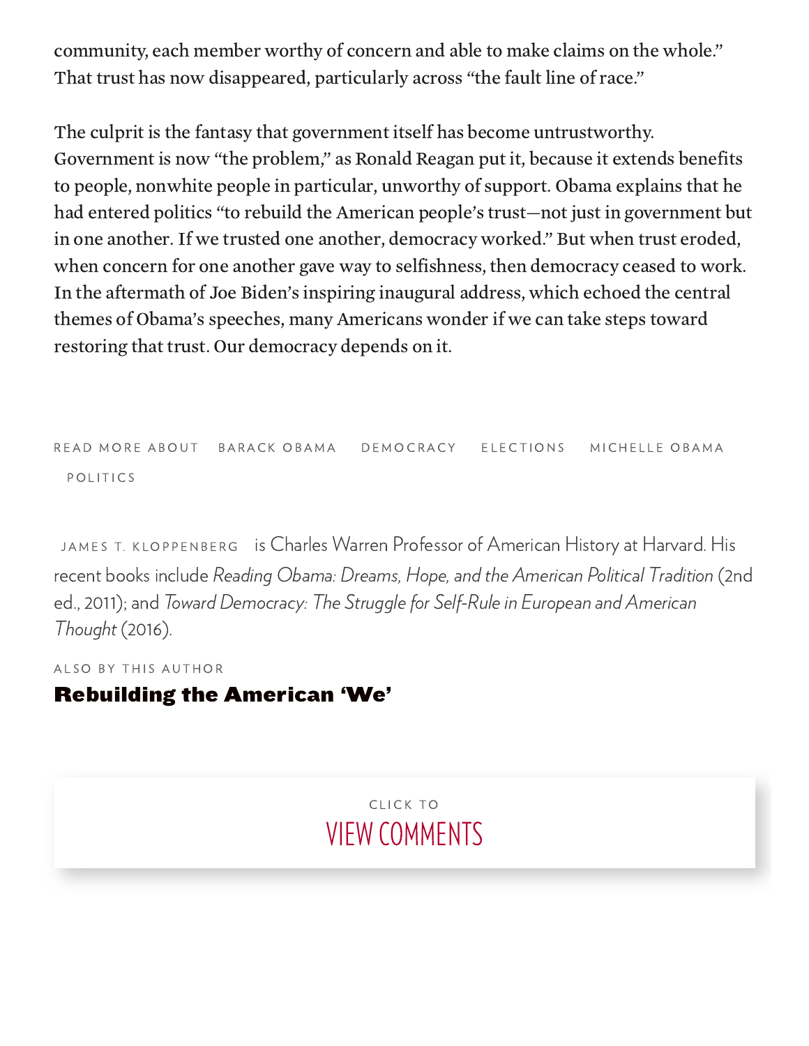community, each member worthy of concern and able to make claims on the whole." That trust has now disappeared, particularly across "the fault line of race."

The culprit is the fantasy that government itself has become untrustworthy. Government is now "the problem," as Ronald Reagan put it, because it extends benefits to people, nonwhite people in particular, unworthy of support. Obama explains that he had entered politics "to rebuild the American people's trust—not just in government but in one another. If we trusted one another, democracy worked." But when trust eroded, when concern for one another gave way to selfishness, then democracy ceased to work. In the aftermath of Joe Biden's inspiring inaugural address, which echoed the central themes of Obama's speeches, many Americans wonder if we can take steps toward restoring that trust. Our democracy depends on it.

READ MORE ABOUT BARACK OBAMA DEMOCRACY ELECTIONS MICHELLE OBAMA POLITICS

JAMES T. KLOPPENBERG is Charles Warren Professor of American History at Harvard. His recent books include *Reading Obama: Dreams, Hope, and the American Political Tradition* (2nd ed., 2011); and *Toward Democracy: The Struggle for Self-Rule in European and American Thought* (2016).

ALSO BY THIS AUTHOR

**Rebuilding the American 'We'**

CLICK TO
VIEW COMMENTS